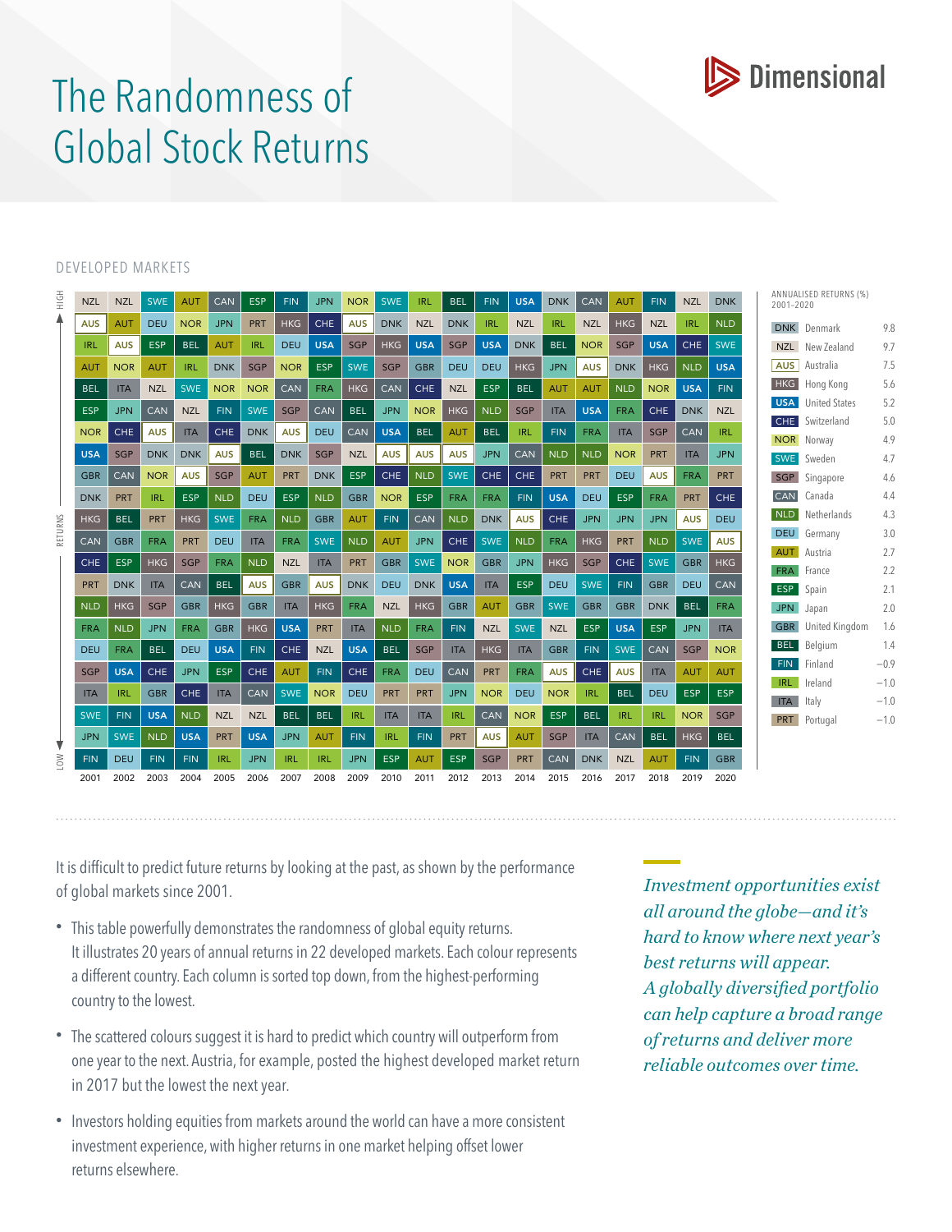# The Randomness of Global Stock Returns

Dimensional

DEVELOPED MARKETS

| 2001 | 2002 | 2003 | 2004 | 2005 | 2006 | 2007 | 2008 | 2009 | 2010 | 2011 | 2012 | 2013 | 2014 | 2015 | 2016 | 2017 | 2018 | 2019 | 2020 |
|---|---|---|---|---|---|---|---|---|---|---|---|---|---|---|---|---|---|---|---|
| NZL | NZL | SWE | AUT | CAN | ESP | FIN | JPN | NOR | SWE | IRL | BEL | FIN | USA | DNK | CAN | AUT | FIN | NZL | DNK |
| AUS | AUT | DEU | NOR | JPN | PRT | HKG | CHE | AUS | DNK | NZL | DNK | IRL | NZL | IRL | NZL | HKG | NZL | IRL | NLD |
| IRL | AUS | ESP | BEL | AUT | IRL | DEU | USA | SGP | HKG | USA | SGP | USA | DNK | BEL | NOR | SGP | USA | CHE | SWE |
| AUT | NOR | AUT | IRL | DNK | SGP | NOR | ESP | SWE | SGP | GBR | DEU | DEU | HKG | JPN | AUS | DNK | HKG | NLD | USA |
| BEL | ITA | NZL | SWE | NOR | NOR | CAN | FRA | HKG | CAN | CHE | NZL | ESP | BEL | AUT | AUT | NLD | NOR | USA | FIN |
| ESP | JPN | CAN | NZL | FIN | SWE | SGP | CAN | BEL | JPN | NOR | HKG | NLD | SGP | ITA | USA | FRA | CHE | DNK | NZL |
| NOR | CHE | AUS | ITA | CHE | DNK | AUS | DEU | CAN | USA | BEL | AUT | BEL | IRL | FIN | FRA | ITA | SGP | CAN | IRL |
| USA | SGP | DNK | DNK | AUS | BEL | DNK | SGP | NZL | AUS | AUS | AUS | JPN | CAN | NLD | NLD | NOR | PRT | ITA | JPN |
| GBR | CAN | NOR | AUS | SGP | AUT | PRT | DNK | ESP | CHE | NLD | SWE | CHE | CHE | PRT | PRT | DEU | AUS | FRA | PRT |
| DNK | PRT | IRL | ESP | NLD | DEU | ESP | NLD | GBR | NOR | ESP | FRA | FRA | FIN | USA | DEU | ESP | FRA | PRT | CHE |
| HKG | BEL | PRT | HKG | SWE | FRA | NLD | GBR | AUT | FIN | CAN | NLD | DNK | AUS | CHE | JPN | JPN | JPN | AUS | DEU |
| CAN | GBR | FRA | PRT | DEU | ITA | FRA | SWE | NLD | AUT | JPN | CHE | SWE | NLD | FRA | HKG | PRT | NLD | SWE | AUS |
| CHE | ESP | HKG | SGP | FRA | NLD | NZL | ITA | PRT | GBR | SWE | NOR | GBR | JPN | HKG | SGP | CHE | SWE | GBR | HKG |
| PRT | DNK | ITA | CAN | BEL | AUS | GBR | AUS | DNK | DEU | DNK | USA | ITA | ESP | DEU | SWE | FIN | GBR | DEU | CAN |
| NLD | HKG | SGP | GBR | HKG | GBR | ITA | HKG | FRA | NZL | HKG | GBR | AUT | GBR | SWE | GBR | GBR | DNK | BEL | FRA |
| FRA | NLD | JPN | FRA | GBR | HKG | USA | PRT | ITA | NLD | FRA | FIN | NZL | SWE | NZL | ESP | USA | ESP | JPN | ITA |
| DEU | FRA | BEL | DEU | USA | FIN | CHE | NZL | USA | BEL | SGP | ITA | HKG | ITA | GBR | FIN | SWE | CAN | SGP | NOR |
| SGP | USA | CHE | JPN | ESP | CHE | AUT | FIN | CHE | FRA | DEU | CAN | PRT | FRA | AUS | CHE | AUS | ITA | AUT | AUT |
| ITA | IRL | GBR | CHE | ITA | CAN | SWE | NOR | DEU | PRT | PRT | JPN | NOR | DEU | NOR | IRL | BEL | DEU | ESP | ESP |
| SWE | FIN | USA | NLD | NZL | NZL | BEL | BEL | IRL | ITA | ITA | IRL | CAN | NOR | ESP | BEL | IRL | IRL | NOR | SGP |
| JPN | SWE | NLD | USA | PRT | USA | JPN | AUT | FIN | IRL | FIN | PRT | AUS | AUT | SGP | ITA | CAN | BEL | HKG | BEL |
| FIN | DEU | FIN | FIN | IRL | JPN | IRL | IRL | JPN | ESP | AUT | ESP | SGP | PRT | CAN | DNK | NZL | AUT | FIN | GBR |

RETURNS: HIGH (top) to LOW (bottom)

ANNUALISED RETURNS (%) 2001–2020

| Code | Country | Return (%) |
|---|---|---|
| DNK | Denmark | 9.8 |
| NZL | New Zealand | 9.7 |
| AUS | Australia | 7.5 |
| HKG | Hong Kong | 5.6 |
| USA | United States | 5.2 |
| CHE | Switzerland | 5.0 |
| NOR | Norway | 4.9 |
| SWE | Sweden | 4.7 |
| SGP | Singapore | 4.6 |
| CAN | Canada | 4.4 |
| NLD | Netherlands | 4.3 |
| DEU | Germany | 3.0 |
| AUT | Austria | 2.7 |
| FRA | France | 2.2 |
| ESP | Spain | 2.1 |
| JPN | Japan | 2.0 |
| GBR | United Kingdom | 1.6 |
| BEL | Belgium | 1.4 |
| FIN | Finland | −0.9 |
| IRL | Ireland | −1.0 |
| ITA | Italy | −1.0 |
| PRT | Portugal | −1.0 |

It is difficult to predict future returns by looking at the past, as shown by the performance of global markets since 2001.

- This table powerfully demonstrates the randomness of global equity returns. It illustrates 20 years of annual returns in 22 developed markets. Each colour represents a different country. Each column is sorted top down, from the highest-performing country to the lowest.
- The scattered colours suggest it is hard to predict which country will outperform from one year to the next. Austria, for example, posted the highest developed market return in 2017 but the lowest the next year.
- Investors holding equities from markets around the world can have a more consistent investment experience, with higher returns in one market helping offset lower returns elsewhere.

*Investment opportunities exist all around the globe—and it's hard to know where next year's best returns will appear. A globally diversified portfolio can help capture a broad range of returns and deliver more reliable outcomes over time.*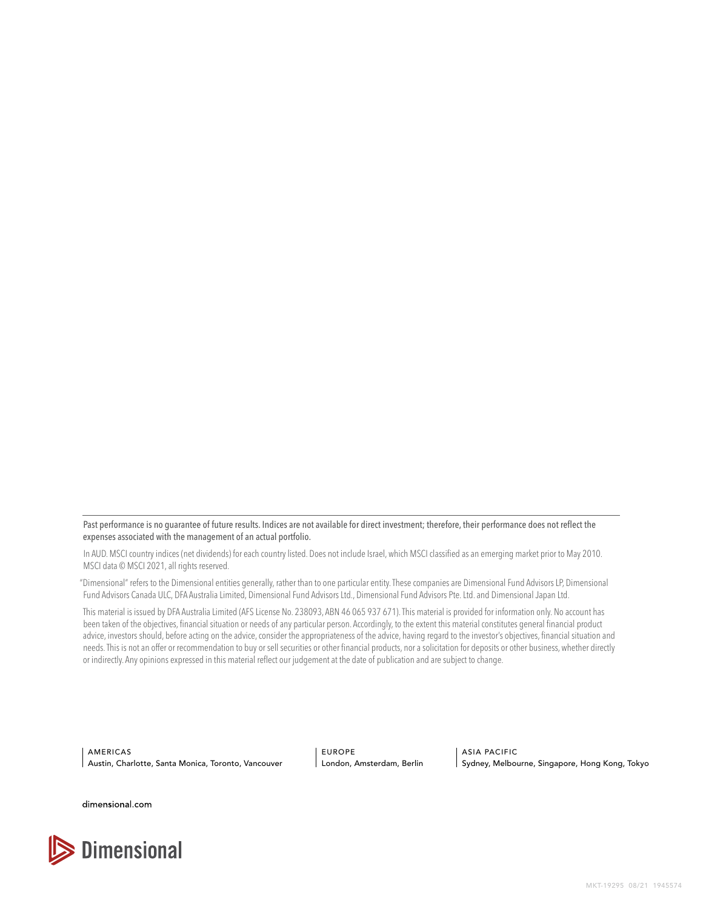Past performance is no guarantee of future results. Indices are not available for direct investment; therefore, their performance does not reflect the expenses associated with the management of an actual portfolio.

In AUD. MSCI country indices (net dividends) for each country listed. Does not include Israel, which MSCI classified as an emerging market prior to May 2010. MSCI data © MSCI 2021, all rights reserved.

"Dimensional" refers to the Dimensional entities generally, rather than to one particular entity. These companies are Dimensional Fund Advisors LP, Dimensional Fund Advisors Canada ULC, DFA Australia Limited, Dimensional Fund Advisors Ltd., Dimensional Fund Advisors Pte. Ltd. and Dimensional Japan Ltd.

This material is issued by DFA Australia Limited (AFS License No. 238093, ABN 46 065 937 671). This material is provided for information only. No account has been taken of the objectives, financial situation or needs of any particular person. Accordingly, to the extent this material constitutes general financial product advice, investors should, before acting on the advice, consider the appropriateness of the advice, having regard to the investor's objectives, financial situation and needs. This is not an offer or recommendation to buy or sell securities or other financial products, nor a solicitation for deposits or other business, whether directly or indirectly. Any opinions expressed in this material reflect our judgement at the date of publication and are subject to change.

AMERICAS
Austin, Charlotte, Santa Monica, Toronto, Vancouver

EUROPE
London, Amsterdam, Berlin

ASIA PACIFIC
Sydney, Melbourne, Singapore, Hong Kong, Tokyo

dimensional.com

Dimensional

MKT-19295 08/21 1945574